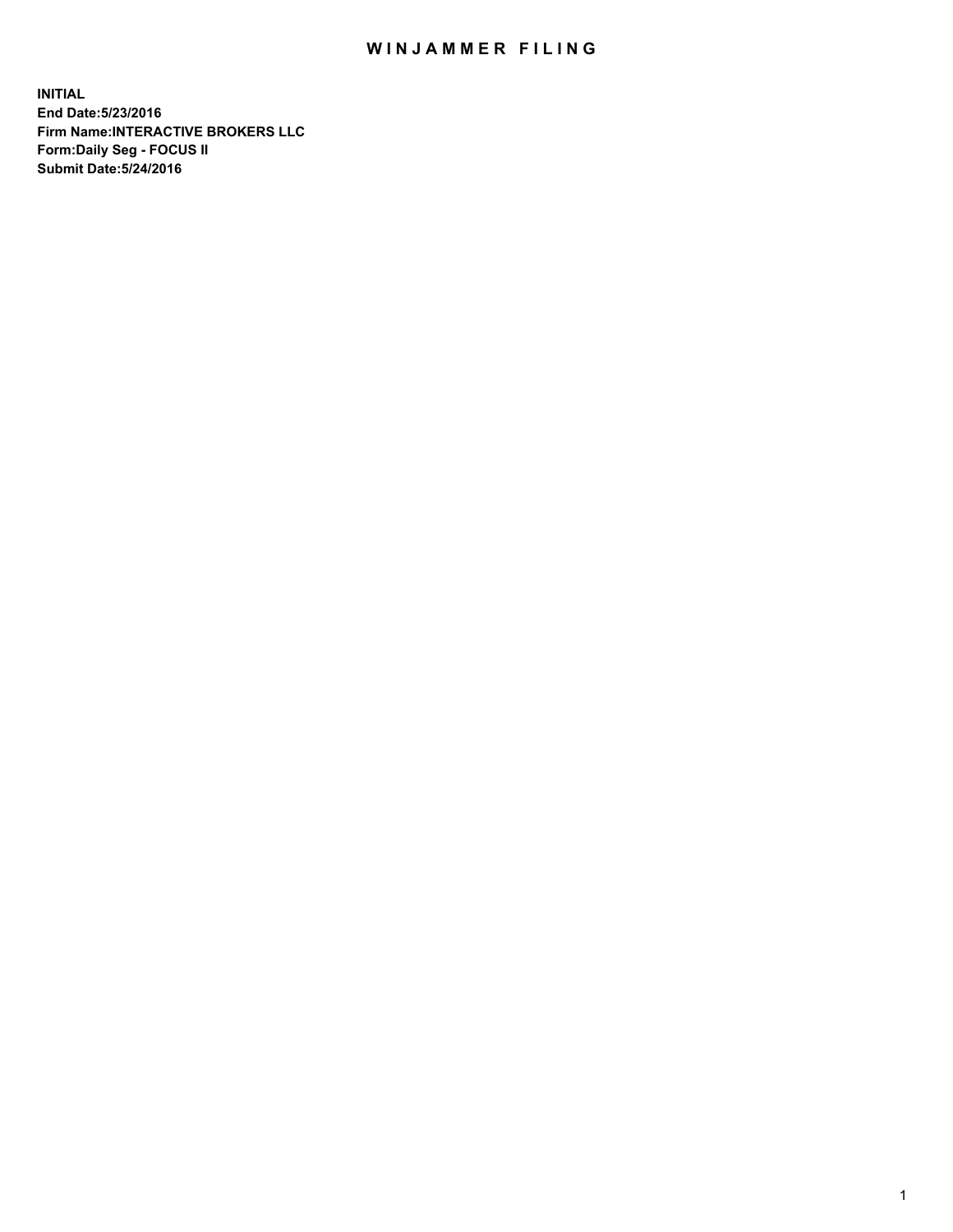# WINJAMMER FILING

**INITIAL**
**End Date:5/23/2016**
**Firm Name:INTERACTIVE BROKERS LLC**
**Form:Daily Seg - FOCUS II**
**Submit Date:5/24/2016**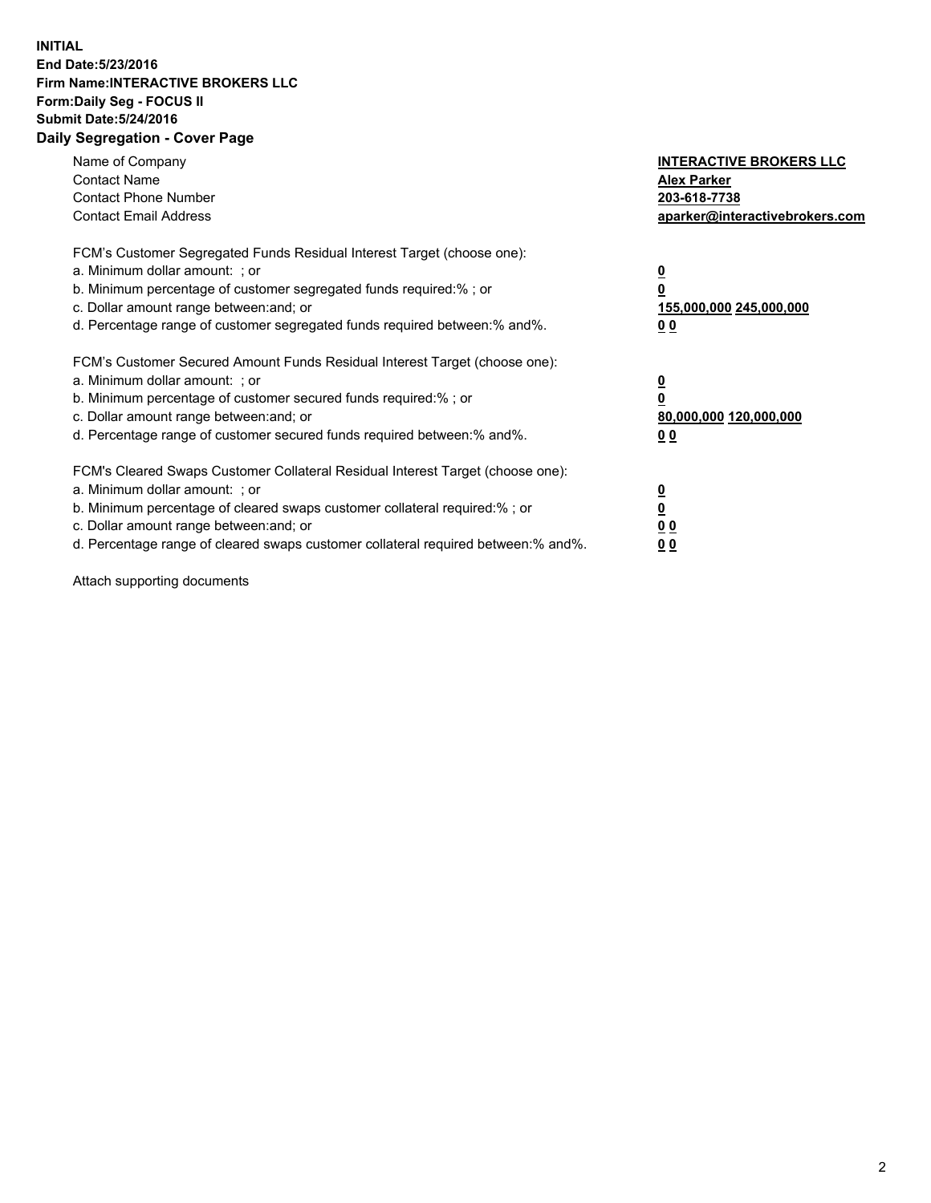**INITIAL**
**End Date:5/23/2016**
**Firm Name:INTERACTIVE BROKERS LLC**
**Form:Daily Seg - FOCUS II**
**Submit Date:5/24/2016**
**Daily Segregation - Cover Page**

| | |
|---|---|
| Name of Company | **INTERACTIVE BROKERS LLC** |
| Contact Name | **Alex Parker** |
| Contact Phone Number | **203-618-7738** |
| Contact Email Address | **aparker@interactivebrokers.com** |

FCM's Customer Segregated Funds Residual Interest Target (choose one):

| | |
|---|---|
| a. Minimum dollar amount: ; or | **0** |
| b. Minimum percentage of customer segregated funds required:% ; or | **0** |
| c. Dollar amount range between:and; or | **155,000,000 245,000,000** |
| d. Percentage range of customer segregated funds required between:% and%. | **0 0** |

FCM's Customer Secured Amount Funds Residual Interest Target (choose one):

| | |
|---|---|
| a. Minimum dollar amount: ; or | **0** |
| b. Minimum percentage of customer secured funds required:% ; or | **0** |
| c. Dollar amount range between:and; or | **80,000,000 120,000,000** |
| d. Percentage range of customer secured funds required between:% and%. | **0 0** |

FCM's Cleared Swaps Customer Collateral Residual Interest Target (choose one):

| | |
|---|---|
| a. Minimum dollar amount: ; or | **0** |
| b. Minimum percentage of cleared swaps customer collateral required:% ; or | **0** |
| c. Dollar amount range between:and; or | **0 0** |
| d. Percentage range of cleared swaps customer collateral required between:% and%. | **0 0** |

Attach supporting documents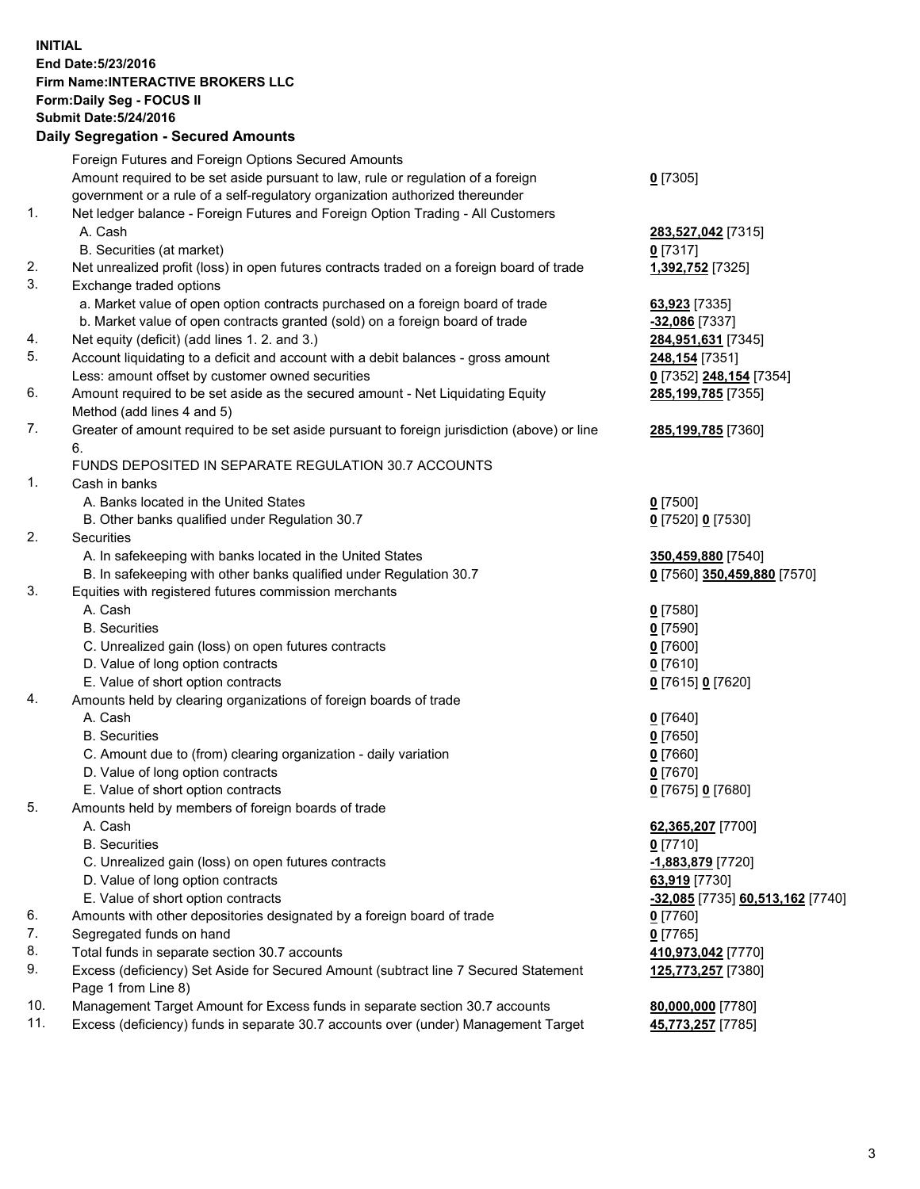**INITIAL**
**End Date:5/23/2016**
**Firm Name:INTERACTIVE BROKERS LLC**
**Form:Daily Seg - FOCUS II**
**Submit Date:5/24/2016**

## Daily Segregation - Secured Amounts

| | | |
|---|---|---|
| | Foreign Futures and Foreign Options Secured Amounts | |
| | Amount required to be set aside pursuant to law, rule or regulation of a foreign government or a rule of a self-regulatory organization authorized thereunder | **0** [7305] |
| 1. | Net ledger balance - Foreign Futures and Foreign Option Trading - All Customers | |
| | A. Cash | **283,527,042** [7315] |
| | B. Securities (at market) | **0** [7317] |
| 2. | Net unrealized profit (loss) in open futures contracts traded on a foreign board of trade | **1,392,752** [7325] |
| 3. | Exchange traded options | |
| | a. Market value of open option contracts purchased on a foreign board of trade | **63,923** [7335] |
| | b. Market value of open contracts granted (sold) on a foreign board of trade | **-32,086** [7337] |
| 4. | Net equity (deficit) (add lines 1. 2. and 3.) | **284,951,631** [7345] |
| 5. | Account liquidating to a deficit and account with a debit balances - gross amount | **248,154** [7351] |
| | Less: amount offset by customer owned securities | **0** [7352] **248,154** [7354] |
| 6. | Amount required to be set aside as the secured amount - Net Liquidating Equity Method (add lines 4 and 5) | **285,199,785** [7355] |
| 7. | Greater of amount required to be set aside pursuant to foreign jurisdiction (above) or line 6. | **285,199,785** [7360] |
| | FUNDS DEPOSITED IN SEPARATE REGULATION 30.7 ACCOUNTS | |
| 1. | Cash in banks | |
| | A. Banks located in the United States | **0** [7500] |
| | B. Other banks qualified under Regulation 30.7 | **0** [7520] **0** [7530] |
| 2. | Securities | |
| | A. In safekeeping with banks located in the United States | **350,459,880** [7540] |
| | B. In safekeeping with other banks qualified under Regulation 30.7 | **0** [7560] **350,459,880** [7570] |
| 3. | Equities with registered futures commission merchants | |
| | A. Cash | **0** [7580] |
| | B. Securities | **0** [7590] |
| | C. Unrealized gain (loss) on open futures contracts | **0** [7600] |
| | D. Value of long option contracts | **0** [7610] |
| | E. Value of short option contracts | **0** [7615] **0** [7620] |
| 4. | Amounts held by clearing organizations of foreign boards of trade | |
| | A. Cash | **0** [7640] |
| | B. Securities | **0** [7650] |
| | C. Amount due to (from) clearing organization - daily variation | **0** [7660] |
| | D. Value of long option contracts | **0** [7670] |
| | E. Value of short option contracts | **0** [7675] **0** [7680] |
| 5. | Amounts held by members of foreign boards of trade | |
| | A. Cash | **62,365,207** [7700] |
| | B. Securities | **0** [7710] |
| | C. Unrealized gain (loss) on open futures contracts | **-1,883,879** [7720] |
| | D. Value of long option contracts | **63,919** [7730] |
| | E. Value of short option contracts | **-32,085** [7735] **60,513,162** [7740] |
| 6. | Amounts with other depositories designated by a foreign board of trade | **0** [7760] |
| 7. | Segregated funds on hand | **0** [7765] |
| 8. | Total funds in separate section 30.7 accounts | **410,973,042** [7770] |
| 9. | Excess (deficiency) Set Aside for Secured Amount (subtract line 7 Secured Statement Page 1 from Line 8) | **125,773,257** [7380] |
| 10. | Management Target Amount for Excess funds in separate section 30.7 accounts | **80,000,000** [7780] |
| 11. | Excess (deficiency) funds in separate 30.7 accounts over (under) Management Target | **45,773,257** [7785] |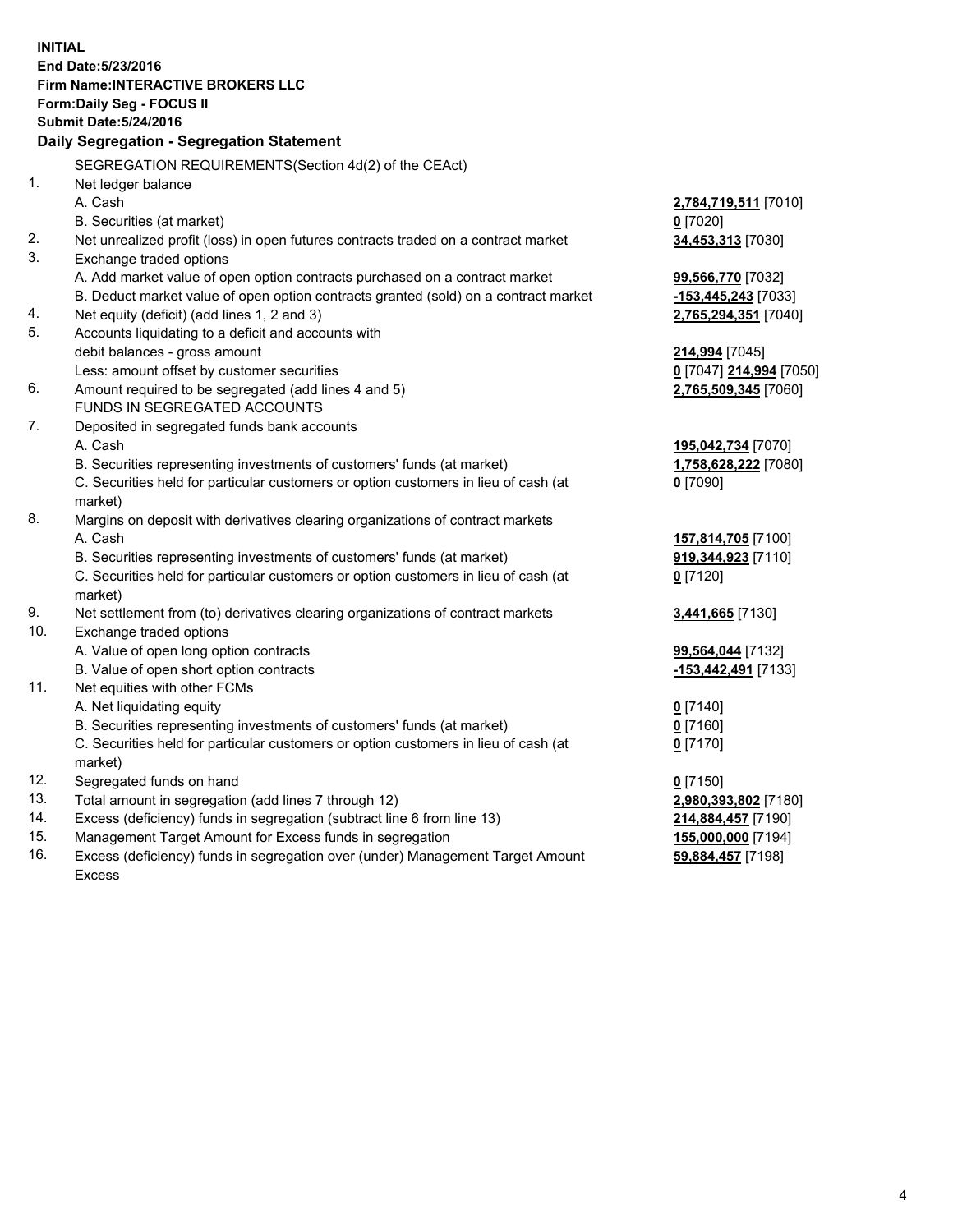**INITIAL**
**End Date:5/23/2016**
**Firm Name:INTERACTIVE BROKERS LLC**
**Form:Daily Seg - FOCUS II**
**Submit Date:5/24/2016**

**Daily Segregation - Segregation Statement**

SEGREGATION REQUIREMENTS(Section 4d(2) of the CEAct)

| | | |
|---|---|---|
| 1. | Net ledger balance | |
| | A. Cash | **2,784,719,511** [7010] |
| | B. Securities (at market) | **0** [7020] |
| 2. | Net unrealized profit (loss) in open futures contracts traded on a contract market | **34,453,313** [7030] |
| 3. | Exchange traded options | |
| | A. Add market value of open option contracts purchased on a contract market | **99,566,770** [7032] |
| | B. Deduct market value of open option contracts granted (sold) on a contract market | **-153,445,243** [7033] |
| 4. | Net equity (deficit) (add lines 1, 2 and 3) | **2,765,294,351** [7040] |
| 5. | Accounts liquidating to a deficit and accounts with | |
| | debit balances - gross amount | **214,994** [7045] |
| | Less: amount offset by customer securities | **0** [7047] **214,994** [7050] |
| 6. | Amount required to be segregated (add lines 4 and 5) | **2,765,509,345** [7060] |
| | FUNDS IN SEGREGATED ACCOUNTS | |
| 7. | Deposited in segregated funds bank accounts | |
| | A. Cash | **195,042,734** [7070] |
| | B. Securities representing investments of customers' funds (at market) | **1,758,628,222** [7080] |
| | C. Securities held for particular customers or option customers in lieu of cash (at market) | **0** [7090] |
| 8. | Margins on deposit with derivatives clearing organizations of contract markets | |
| | A. Cash | **157,814,705** [7100] |
| | B. Securities representing investments of customers' funds (at market) | **919,344,923** [7110] |
| | C. Securities held for particular customers or option customers in lieu of cash (at market) | **0** [7120] |
| 9. | Net settlement from (to) derivatives clearing organizations of contract markets | **3,441,665** [7130] |
| 10. | Exchange traded options | |
| | A. Value of open long option contracts | **99,564,044** [7132] |
| | B. Value of open short option contracts | **-153,442,491** [7133] |
| 11. | Net equities with other FCMs | |
| | A. Net liquidating equity | **0** [7140] |
| | B. Securities representing investments of customers' funds (at market) | **0** [7160] |
| | C. Securities held for particular customers or option customers in lieu of cash (at market) | **0** [7170] |
| 12. | Segregated funds on hand | **0** [7150] |
| 13. | Total amount in segregation (add lines 7 through 12) | **2,980,393,802** [7180] |
| 14. | Excess (deficiency) funds in segregation (subtract line 6 from line 13) | **214,884,457** [7190] |
| 15. | Management Target Amount for Excess funds in segregation | **155,000,000** [7194] |
| 16. | Excess (deficiency) funds in segregation over (under) Management Target Amount Excess | **59,884,457** [7198] |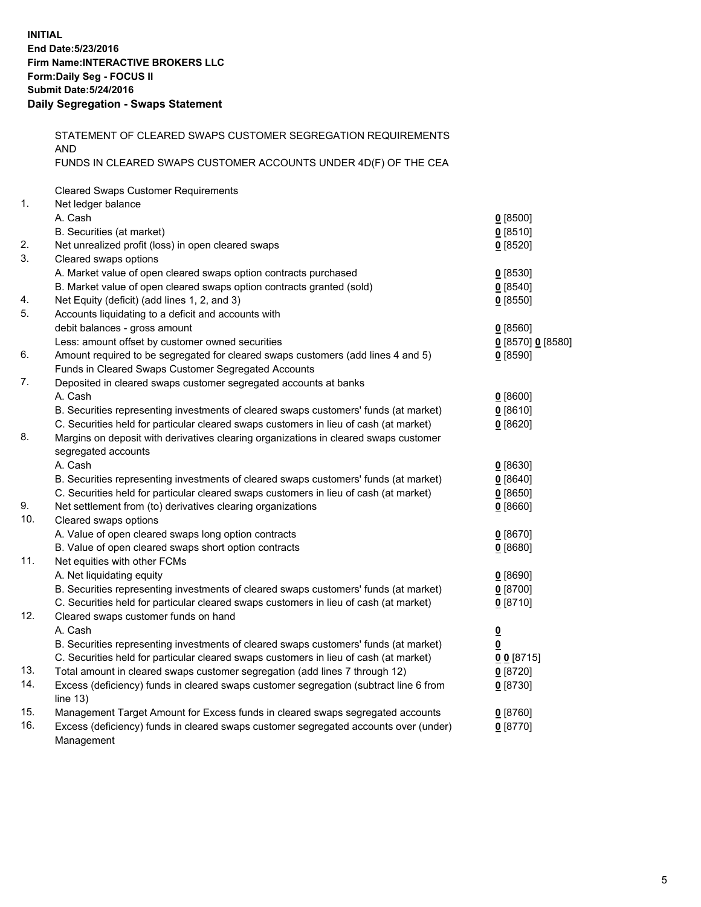**INITIAL**
**End Date:5/23/2016**
**Firm Name:INTERACTIVE BROKERS LLC**
**Form:Daily Seg - FOCUS II**
**Submit Date:5/24/2016**
**Daily Segregation - Swaps Statement**

STATEMENT OF CLEARED SWAPS CUSTOMER SEGREGATION REQUIREMENTS AND FUNDS IN CLEARED SWAPS CUSTOMER ACCOUNTS UNDER 4D(F) OF THE CEA

| | | |
|---|---|---|
| | Cleared Swaps Customer Requirements | |
| 1. | Net ledger balance | |
| | A. Cash | 0 [8500] |
| | B. Securities (at market) | 0 [8510] |
| 2. | Net unrealized profit (loss) in open cleared swaps | 0 [8520] |
| 3. | Cleared swaps options | |
| | A. Market value of open cleared swaps option contracts purchased | 0 [8530] |
| | B. Market value of open cleared swaps option contracts granted (sold) | 0 [8540] |
| 4. | Net Equity (deficit) (add lines 1, 2, and 3) | 0 [8550] |
| 5. | Accounts liquidating to a deficit and accounts with debit balances - gross amount | 0 [8560] |
| | Less: amount offset by customer owned securities | 0 [8570] 0 [8580] |
| 6. | Amount required to be segregated for cleared swaps customers (add lines 4 and 5) | 0 [8590] |
| | Funds in Cleared Swaps Customer Segregated Accounts | |
| 7. | Deposited in cleared swaps customer segregated accounts at banks | |
| | A. Cash | 0 [8600] |
| | B. Securities representing investments of cleared swaps customers' funds (at market) | 0 [8610] |
| | C. Securities held for particular cleared swaps customers in lieu of cash (at market) | 0 [8620] |
| 8. | Margins on deposit with derivatives clearing organizations in cleared swaps customer segregated accounts | |
| | A. Cash | 0 [8630] |
| | B. Securities representing investments of cleared swaps customers' funds (at market) | 0 [8640] |
| | C. Securities held for particular cleared swaps customers in lieu of cash (at market) | 0 [8650] |
| 9. | Net settlement from (to) derivatives clearing organizations | 0 [8660] |
| 10. | Cleared swaps options | |
| | A. Value of open cleared swaps long option contracts | 0 [8670] |
| | B. Value of open cleared swaps short option contracts | 0 [8680] |
| 11. | Net equities with other FCMs | |
| | A. Net liquidating equity | 0 [8690] |
| | B. Securities representing investments of cleared swaps customers' funds (at market) | 0 [8700] |
| | C. Securities held for particular cleared swaps customers in lieu of cash (at market) | 0 [8710] |
| 12. | Cleared swaps customer funds on hand | |
| | A. Cash | 0 |
| | B. Securities representing investments of cleared swaps customers' funds (at market) | 0 |
| | C. Securities held for particular cleared swaps customers in lieu of cash (at market) | 0 0 [8715] |
| 13. | Total amount in cleared swaps customer segregation (add lines 7 through 12) | 0 [8720] |
| 14. | Excess (deficiency) funds in cleared swaps customer segregation (subtract line 6 from line 13) | 0 [8730] |
| 15. | Management Target Amount for Excess funds in cleared swaps segregated accounts | 0 [8760] |
| 16. | Excess (deficiency) funds in cleared swaps customer segregated accounts over (under) Management | 0 [8770] |